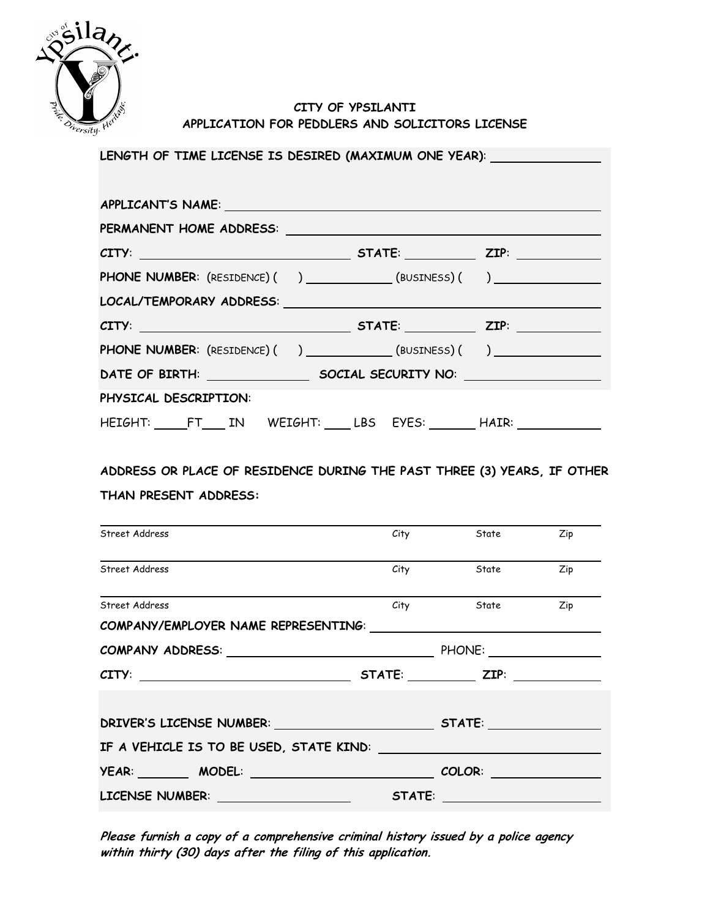# CITY OF YPSILANTI
## APPLICATION FOR PEDDLERS AND SOLICITORS LICENSE

**LENGTH OF TIME LICENSE IS DESIRED (MAXIMUM ONE YEAR)**: ______________

**APPLICANT'S NAME**: ______________________________________________

**PERMANENT HOME ADDRESS**: ______________________________________

**CITY**: __________________________ **STATE**: __________ **ZIP**: ____________

**PHONE NUMBER**: (RESIDENCE) (   ) ____________ (BUSINESS) (   ) ______________

**LOCAL/TEMPORARY ADDRESS**: ______________________________________

**CITY**: __________________________ **STATE**: __________ **ZIP**: ____________

**PHONE NUMBER**: (RESIDENCE) (   ) ____________ (BUSINESS) (   ) ______________

**DATE OF BIRTH**: ______________ **SOCIAL SECURITY NO**: __________________

**PHYSICAL DESCRIPTION**:

HEIGHT: _____FT___ IN   WEIGHT: ____ LBS   EYES: _______ HAIR: ____________

**ADDRESS OR PLACE OF RESIDENCE DURING THE PAST THREE (3) YEARS, IF OTHER THAN PRESENT ADDRESS:**

| Street Address | City | State | Zip |
|---|---|---|---|
| Street Address | City | State | Zip |
| Street Address | City | State | Zip |
| Street Address | City | State | Zip |

**COMPANY/EMPLOYER NAME REPRESENTING**: ______________________________

**COMPANY ADDRESS**: ______________________________ PHONE: ________________

**CITY**: __________________________ **STATE**: __________ **ZIP**: ____________

**DRIVER'S LICENSE NUMBER**: ______________________ **STATE**: ________________

**IF A VEHICLE IS TO BE USED, STATE KIND**: ______________________________

**YEAR**: _______ **MODEL**: ________________________ **COLOR**: _______________

**LICENSE NUMBER**: __________________ **STATE**: ____________________

***Please furnish a copy of a comprehensive criminal history issued by a police agency within thirty (30) days after the filing of this application.***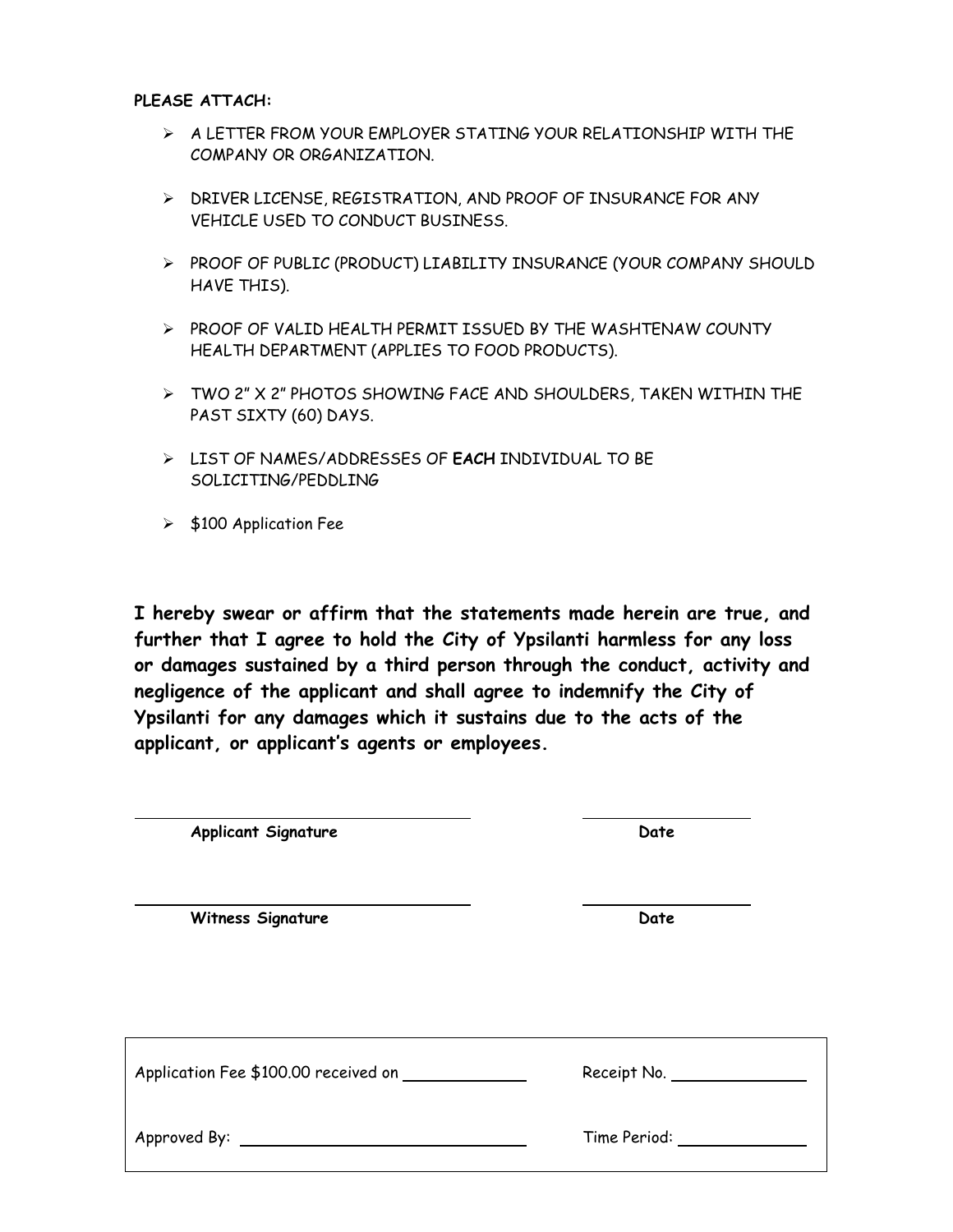**PLEASE ATTACH:**

- A LETTER FROM YOUR EMPLOYER STATING YOUR RELATIONSHIP WITH THE COMPANY OR ORGANIZATION.
- DRIVER LICENSE, REGISTRATION, AND PROOF OF INSURANCE FOR ANY VEHICLE USED TO CONDUCT BUSINESS.
- PROOF OF PUBLIC (PRODUCT) LIABILITY INSURANCE (YOUR COMPANY SHOULD HAVE THIS).
- PROOF OF VALID HEALTH PERMIT ISSUED BY THE WASHTENAW COUNTY HEALTH DEPARTMENT (APPLIES TO FOOD PRODUCTS).
- TWO 2" X 2" PHOTOS SHOWING FACE AND SHOULDERS, TAKEN WITHIN THE PAST SIXTY (60) DAYS.
- LIST OF NAMES/ADDRESSES OF **EACH** INDIVIDUAL TO BE SOLICITING/PEDDLING
- $100 Application Fee

**I hereby swear or affirm that the statements made herein are true, and further that I agree to hold the City of Ypsilanti harmless for any loss or damages sustained by a third person through the conduct, activity and negligence of the applicant and shall agree to indemnify the City of Ypsilanti for any damages which it sustains due to the acts of the applicant, or applicant's agents or employees.**

______________________________ ______________

**Applicant Signature** **Date**

______________________________ ______________

**Witness Signature** **Date**

| | |
|---|---|
| Application Fee $100.00 received on ____________ | Receipt No. ____________ |
| Approved By: ______________________________ | Time Period: ____________ |